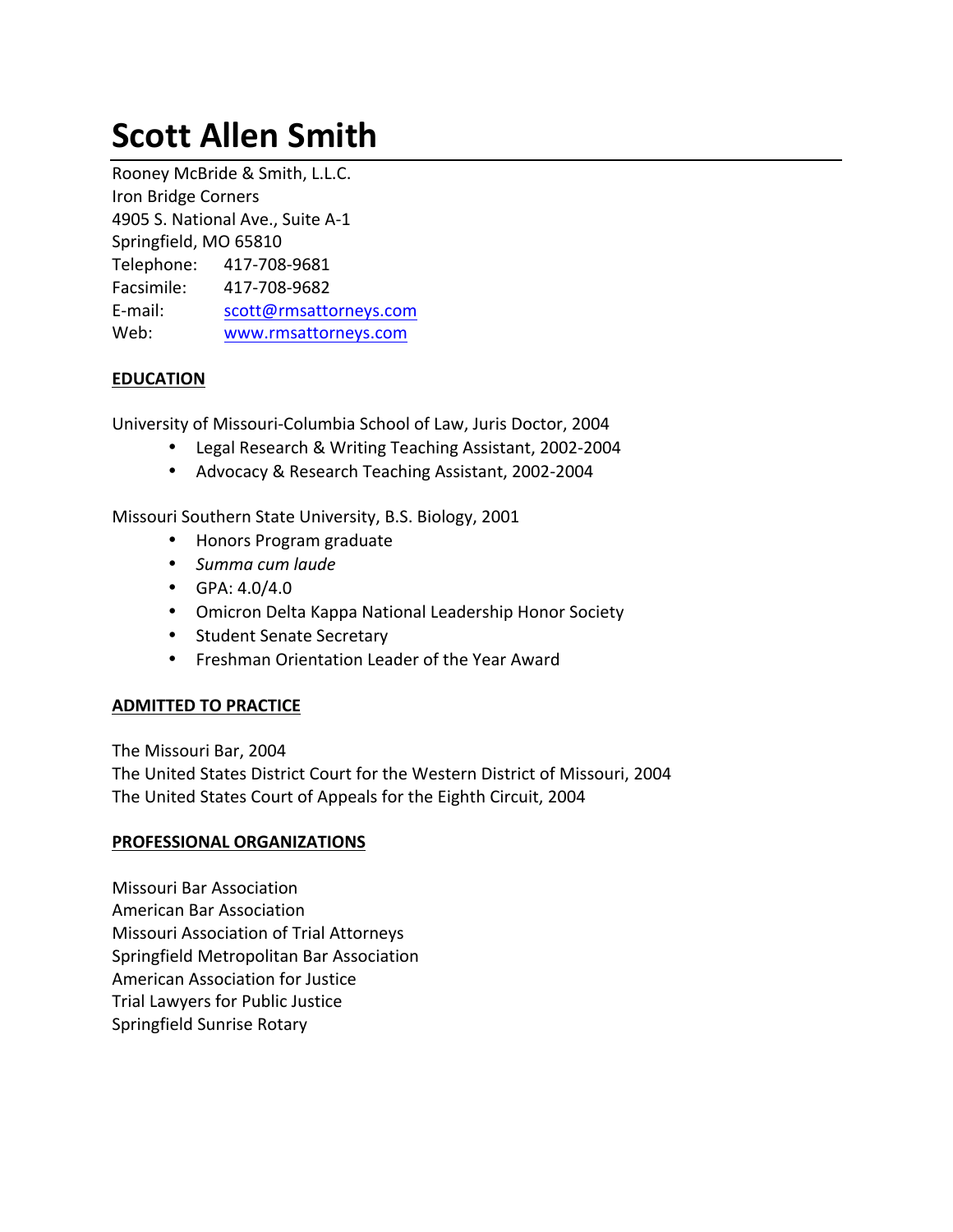# Scott Allen Smith

Rooney McBride & Smith, L.L.C.
Iron Bridge Corners
4905 S. National Ave., Suite A-1
Springfield, MO 65810
Telephone: 417-708-9681
Facsimile: 417-708-9682
E-mail: scott@rmsattorneys.com
Web: www.rmsattorneys.com

## EDUCATION

University of Missouri-Columbia School of Law, Juris Doctor, 2004

- Legal Research & Writing Teaching Assistant, 2002-2004
- Advocacy & Research Teaching Assistant, 2002-2004

Missouri Southern State University, B.S. Biology, 2001

- Honors Program graduate
- *Summa cum laude*
- GPA: 4.0/4.0
- Omicron Delta Kappa National Leadership Honor Society
- Student Senate Secretary
- Freshman Orientation Leader of the Year Award

## ADMITTED TO PRACTICE

The Missouri Bar, 2004
The United States District Court for the Western District of Missouri, 2004
The United States Court of Appeals for the Eighth Circuit, 2004

## PROFESSIONAL ORGANIZATIONS

Missouri Bar Association
American Bar Association
Missouri Association of Trial Attorneys
Springfield Metropolitan Bar Association
American Association for Justice
Trial Lawyers for Public Justice
Springfield Sunrise Rotary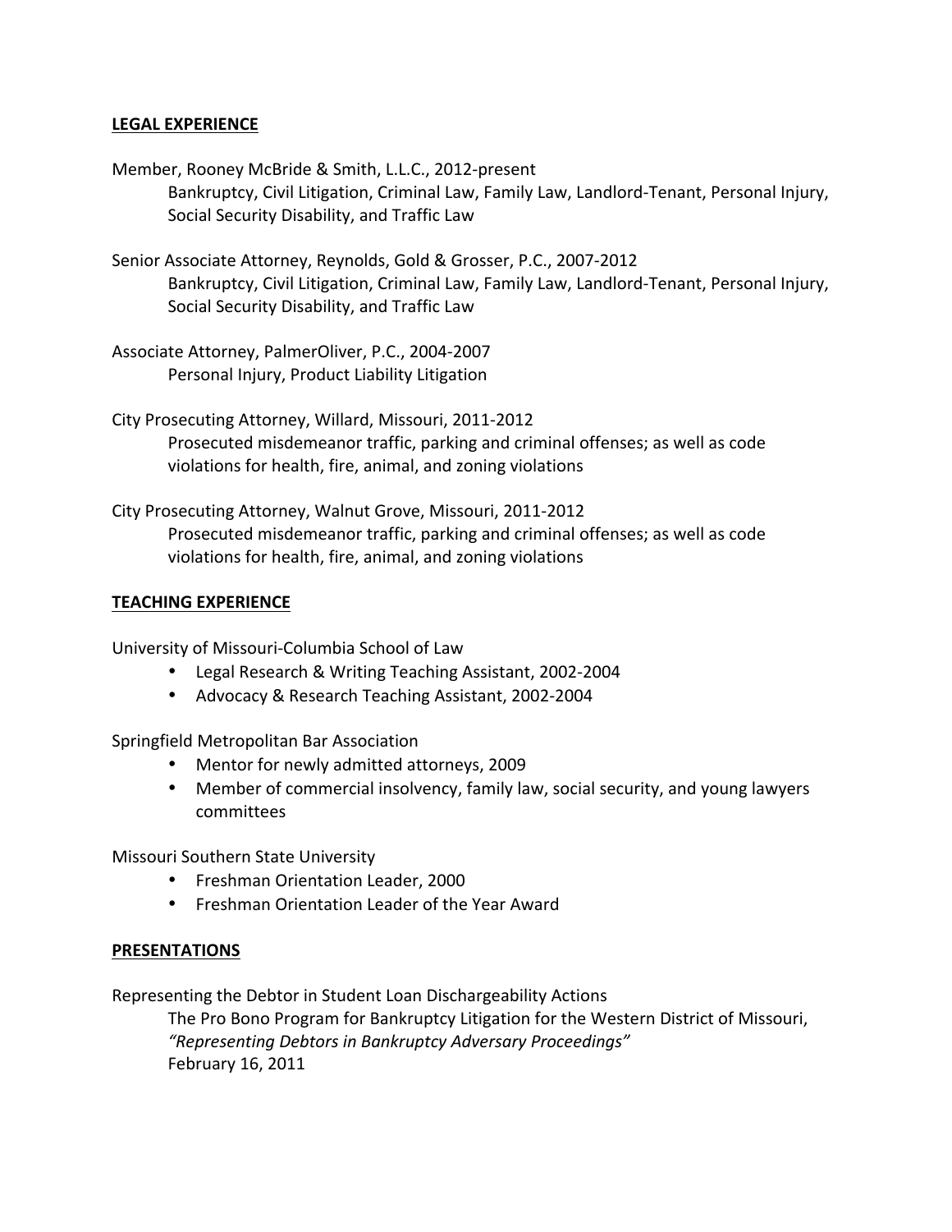## LEGAL EXPERIENCE

Member, Rooney McBride & Smith, L.L.C., 2012-present
Bankruptcy, Civil Litigation, Criminal Law, Family Law, Landlord-Tenant, Personal Injury, Social Security Disability, and Traffic Law

Senior Associate Attorney, Reynolds, Gold & Grosser, P.C., 2007-2012
Bankruptcy, Civil Litigation, Criminal Law, Family Law, Landlord-Tenant, Personal Injury, Social Security Disability, and Traffic Law

Associate Attorney, PalmerOliver, P.C., 2004-2007
Personal Injury, Product Liability Litigation

City Prosecuting Attorney, Willard, Missouri, 2011-2012
Prosecuted misdemeanor traffic, parking and criminal offenses; as well as code violations for health, fire, animal, and zoning violations

City Prosecuting Attorney, Walnut Grove, Missouri, 2011-2012
Prosecuted misdemeanor traffic, parking and criminal offenses; as well as code violations for health, fire, animal, and zoning violations

## TEACHING EXPERIENCE

University of Missouri-Columbia School of Law

- Legal Research & Writing Teaching Assistant, 2002-2004
- Advocacy & Research Teaching Assistant, 2002-2004

Springfield Metropolitan Bar Association

- Mentor for newly admitted attorneys, 2009
- Member of commercial insolvency, family law, social security, and young lawyers committees

Missouri Southern State University

- Freshman Orientation Leader, 2000
- Freshman Orientation Leader of the Year Award

## PRESENTATIONS

Representing the Debtor in Student Loan Dischargeability Actions
The Pro Bono Program for Bankruptcy Litigation for the Western District of Missouri, *"Representing Debtors in Bankruptcy Adversary Proceedings"*
February 16, 2011